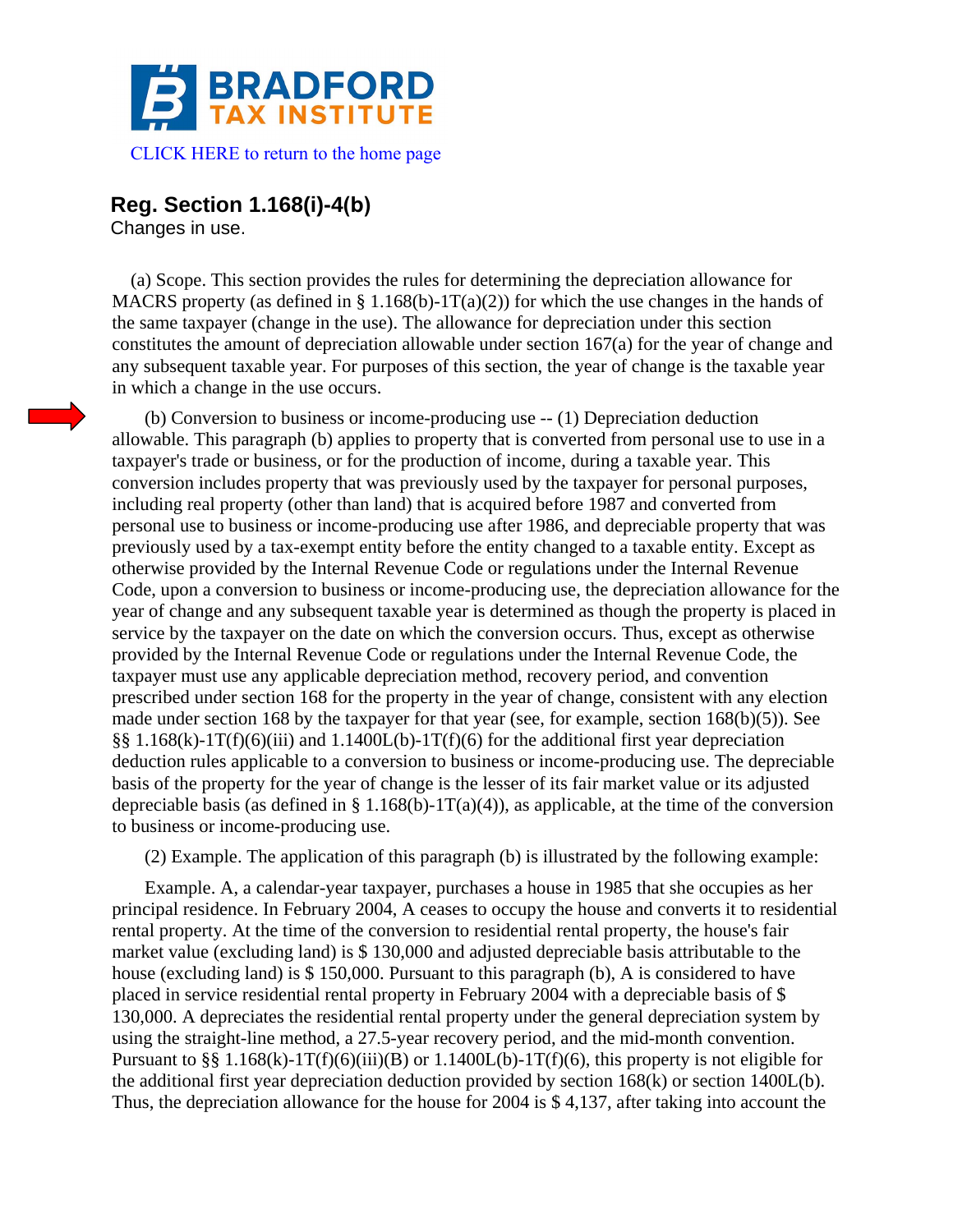# BRADFORD TAX INSTITUTE

CLICK HERE to return to the home page

## Reg. Section 1.168(i)-4(b)

Changes in use.

(a) Scope. This section provides the rules for determining the depreciation allowance for MACRS property (as defined in § 1.168(b)-1T(a)(2)) for which the use changes in the hands of the same taxpayer (change in the use). The allowance for depreciation under this section constitutes the amount of depreciation allowable under section 167(a) for the year of change and any subsequent taxable year. For purposes of this section, the year of change is the taxable year in which a change in the use occurs.

(b) Conversion to business or income-producing use -- (1) Depreciation deduction allowable. This paragraph (b) applies to property that is converted from personal use to use in a taxpayer's trade or business, or for the production of income, during a taxable year. This conversion includes property that was previously used by the taxpayer for personal purposes, including real property (other than land) that is acquired before 1987 and converted from personal use to business or income-producing use after 1986, and depreciable property that was previously used by a tax-exempt entity before the entity changed to a taxable entity. Except as otherwise provided by the Internal Revenue Code or regulations under the Internal Revenue Code, upon a conversion to business or income-producing use, the depreciation allowance for the year of change and any subsequent taxable year is determined as though the property is placed in service by the taxpayer on the date on which the conversion occurs. Thus, except as otherwise provided by the Internal Revenue Code or regulations under the Internal Revenue Code, the taxpayer must use any applicable depreciation method, recovery period, and convention prescribed under section 168 for the property in the year of change, consistent with any election made under section 168 by the taxpayer for that year (see, for example, section 168(b)(5)). See §§ 1.168(k)-1T(f)(6)(iii) and 1.1400L(b)-1T(f)(6) for the additional first year depreciation deduction rules applicable to a conversion to business or income-producing use. The depreciable basis of the property for the year of change is the lesser of its fair market value or its adjusted depreciable basis (as defined in § 1.168(b)-1T(a)(4)), as applicable, at the time of the conversion to business or income-producing use.

(2) Example. The application of this paragraph (b) is illustrated by the following example:

Example. A, a calendar-year taxpayer, purchases a house in 1985 that she occupies as her principal residence. In February 2004, A ceases to occupy the house and converts it to residential rental property. At the time of the conversion to residential rental property, the house's fair market value (excluding land) is $ 130,000 and adjusted depreciable basis attributable to the house (excluding land) is $ 150,000. Pursuant to this paragraph (b), A is considered to have placed in service residential rental property in February 2004 with a depreciable basis of $ 130,000. A depreciates the residential rental property under the general depreciation system by using the straight-line method, a 27.5-year recovery period, and the mid-month convention. Pursuant to §§ 1.168(k)-1T(f)(6)(iii)(B) or 1.1400L(b)-1T(f)(6), this property is not eligible for the additional first year depreciation deduction provided by section 168(k) or section 1400L(b). Thus, the depreciation allowance for the house for 2004 is $ 4,137, after taking into account the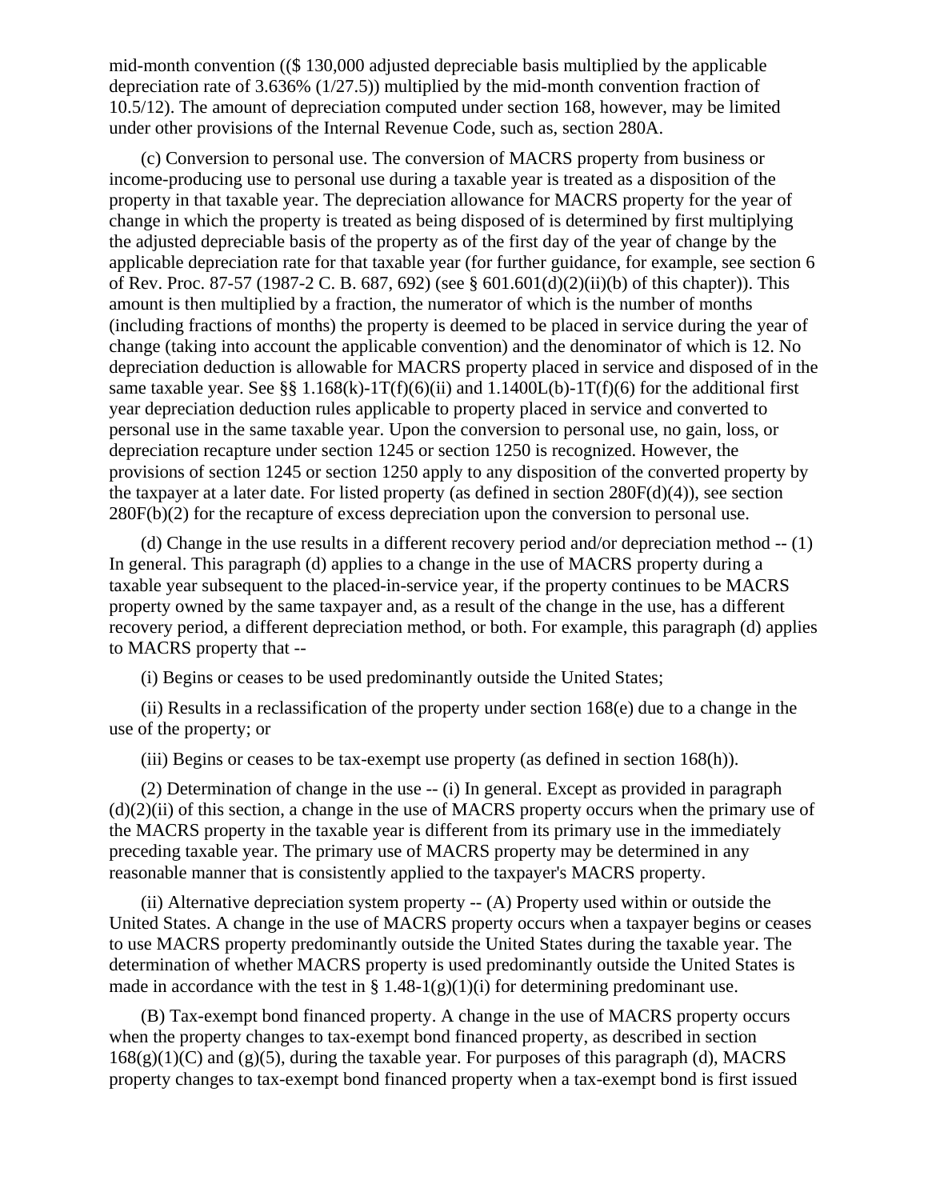mid-month convention (($ 130,000 adjusted depreciable basis multiplied by the applicable depreciation rate of 3.636% (1/27.5)) multiplied by the mid-month convention fraction of 10.5/12). The amount of depreciation computed under section 168, however, may be limited under other provisions of the Internal Revenue Code, such as, section 280A.

(c) Conversion to personal use. The conversion of MACRS property from business or income-producing use to personal use during a taxable year is treated as a disposition of the property in that taxable year. The depreciation allowance for MACRS property for the year of change in which the property is treated as being disposed of is determined by first multiplying the adjusted depreciable basis of the property as of the first day of the year of change by the applicable depreciation rate for that taxable year (for further guidance, for example, see section 6 of Rev. Proc. 87-57 (1987-2 C. B. 687, 692) (see § 601.601(d)(2)(ii)(b) of this chapter)). This amount is then multiplied by a fraction, the numerator of which is the number of months (including fractions of months) the property is deemed to be placed in service during the year of change (taking into account the applicable convention) and the denominator of which is 12. No depreciation deduction is allowable for MACRS property placed in service and disposed of in the same taxable year. See §§ 1.168(k)-1T(f)(6)(ii) and 1.1400L(b)-1T(f)(6) for the additional first year depreciation deduction rules applicable to property placed in service and converted to personal use in the same taxable year. Upon the conversion to personal use, no gain, loss, or depreciation recapture under section 1245 or section 1250 is recognized. However, the provisions of section 1245 or section 1250 apply to any disposition of the converted property by the taxpayer at a later date. For listed property (as defined in section 280F(d)(4)), see section 280F(b)(2) for the recapture of excess depreciation upon the conversion to personal use.

(d) Change in the use results in a different recovery period and/or depreciation method -- (1) In general. This paragraph (d) applies to a change in the use of MACRS property during a taxable year subsequent to the placed-in-service year, if the property continues to be MACRS property owned by the same taxpayer and, as a result of the change in the use, has a different recovery period, a different depreciation method, or both. For example, this paragraph (d) applies to MACRS property that --

(i) Begins or ceases to be used predominantly outside the United States;

(ii) Results in a reclassification of the property under section 168(e) due to a change in the use of the property; or

(iii) Begins or ceases to be tax-exempt use property (as defined in section 168(h)).

(2) Determination of change in the use -- (i) In general. Except as provided in paragraph (d)(2)(ii) of this section, a change in the use of MACRS property occurs when the primary use of the MACRS property in the taxable year is different from its primary use in the immediately preceding taxable year. The primary use of MACRS property may be determined in any reasonable manner that is consistently applied to the taxpayer's MACRS property.

(ii) Alternative depreciation system property -- (A) Property used within or outside the United States. A change in the use of MACRS property occurs when a taxpayer begins or ceases to use MACRS property predominantly outside the United States during the taxable year. The determination of whether MACRS property is used predominantly outside the United States is made in accordance with the test in § 1.48-1(g)(1)(i) for determining predominant use.

(B) Tax-exempt bond financed property. A change in the use of MACRS property occurs when the property changes to tax-exempt bond financed property, as described in section 168(g)(1)(C) and (g)(5), during the taxable year. For purposes of this paragraph (d), MACRS property changes to tax-exempt bond financed property when a tax-exempt bond is first issued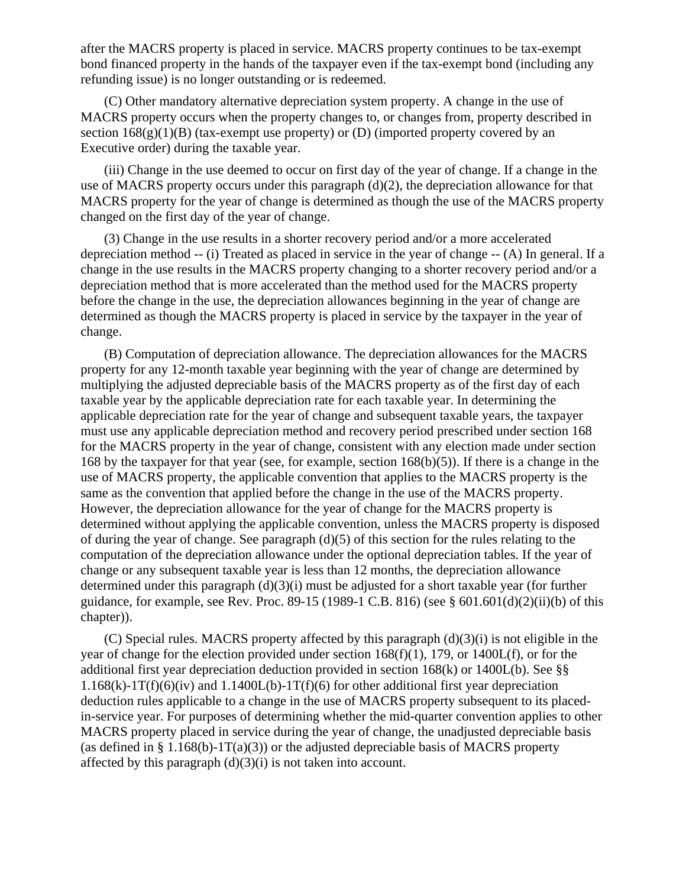after the MACRS property is placed in service. MACRS property continues to be tax-exempt bond financed property in the hands of the taxpayer even if the tax-exempt bond (including any refunding issue) is no longer outstanding or is redeemed.

(C) Other mandatory alternative depreciation system property. A change in the use of MACRS property occurs when the property changes to, or changes from, property described in section 168(g)(1)(B) (tax-exempt use property) or (D) (imported property covered by an Executive order) during the taxable year.

(iii) Change in the use deemed to occur on first day of the year of change. If a change in the use of MACRS property occurs under this paragraph (d)(2), the depreciation allowance for that MACRS property for the year of change is determined as though the use of the MACRS property changed on the first day of the year of change.

(3) Change in the use results in a shorter recovery period and/or a more accelerated depreciation method -- (i) Treated as placed in service in the year of change -- (A) In general. If a change in the use results in the MACRS property changing to a shorter recovery period and/or a depreciation method that is more accelerated than the method used for the MACRS property before the change in the use, the depreciation allowances beginning in the year of change are determined as though the MACRS property is placed in service by the taxpayer in the year of change.

(B) Computation of depreciation allowance. The depreciation allowances for the MACRS property for any 12-month taxable year beginning with the year of change are determined by multiplying the adjusted depreciable basis of the MACRS property as of the first day of each taxable year by the applicable depreciation rate for each taxable year. In determining the applicable depreciation rate for the year of change and subsequent taxable years, the taxpayer must use any applicable depreciation method and recovery period prescribed under section 168 for the MACRS property in the year of change, consistent with any election made under section 168 by the taxpayer for that year (see, for example, section 168(b)(5)). If there is a change in the use of MACRS property, the applicable convention that applies to the MACRS property is the same as the convention that applied before the change in the use of the MACRS property. However, the depreciation allowance for the year of change for the MACRS property is determined without applying the applicable convention, unless the MACRS property is disposed of during the year of change. See paragraph (d)(5) of this section for the rules relating to the computation of the depreciation allowance under the optional depreciation tables. If the year of change or any subsequent taxable year is less than 12 months, the depreciation allowance determined under this paragraph (d)(3)(i) must be adjusted for a short taxable year (for further guidance, for example, see Rev. Proc. 89-15 (1989-1 C.B. 816) (see § 601.601(d)(2)(ii)(b) of this chapter)).

(C) Special rules. MACRS property affected by this paragraph (d)(3)(i) is not eligible in the year of change for the election provided under section 168(f)(1), 179, or 1400L(f), or for the additional first year depreciation deduction provided in section 168(k) or 1400L(b). See §§ 1.168(k)-1T(f)(6)(iv) and 1.1400L(b)-1T(f)(6) for other additional first year depreciation deduction rules applicable to a change in the use of MACRS property subsequent to its placed-in-service year. For purposes of determining whether the mid-quarter convention applies to other MACRS property placed in service during the year of change, the unadjusted depreciable basis (as defined in § 1.168(b)-1T(a)(3)) or the adjusted depreciable basis of MACRS property affected by this paragraph (d)(3)(i) is not taken into account.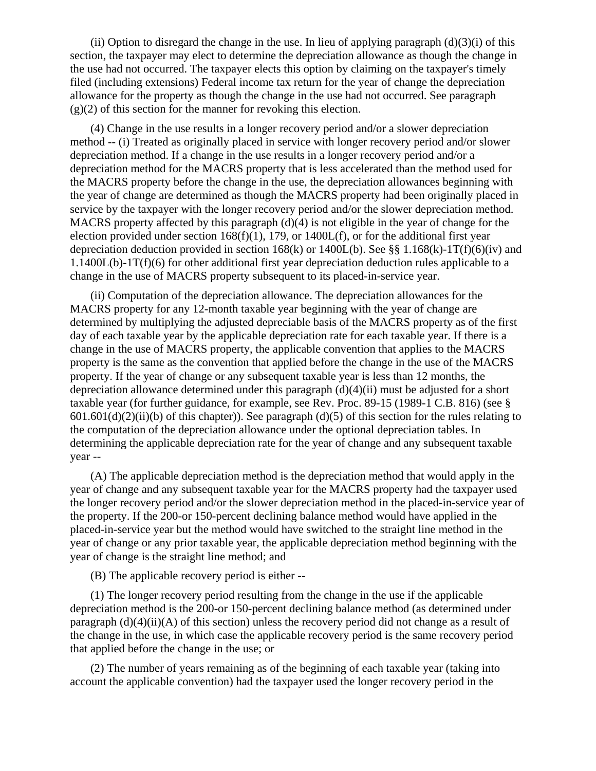(ii) Option to disregard the change in the use. In lieu of applying paragraph (d)(3)(i) of this section, the taxpayer may elect to determine the depreciation allowance as though the change in the use had not occurred. The taxpayer elects this option by claiming on the taxpayer's timely filed (including extensions) Federal income tax return for the year of change the depreciation allowance for the property as though the change in the use had not occurred. See paragraph (g)(2) of this section for the manner for revoking this election.

(4) Change in the use results in a longer recovery period and/or a slower depreciation method -- (i) Treated as originally placed in service with longer recovery period and/or slower depreciation method. If a change in the use results in a longer recovery period and/or a depreciation method for the MACRS property that is less accelerated than the method used for the MACRS property before the change in the use, the depreciation allowances beginning with the year of change are determined as though the MACRS property had been originally placed in service by the taxpayer with the longer recovery period and/or the slower depreciation method. MACRS property affected by this paragraph (d)(4) is not eligible in the year of change for the election provided under section 168(f)(1), 179, or 1400L(f), or for the additional first year depreciation deduction provided in section 168(k) or 1400L(b). See §§ 1.168(k)-1T(f)(6)(iv) and 1.1400L(b)-1T(f)(6) for other additional first year depreciation deduction rules applicable to a change in the use of MACRS property subsequent to its placed-in-service year.

(ii) Computation of the depreciation allowance. The depreciation allowances for the MACRS property for any 12-month taxable year beginning with the year of change are determined by multiplying the adjusted depreciable basis of the MACRS property as of the first day of each taxable year by the applicable depreciation rate for each taxable year. If there is a change in the use of MACRS property, the applicable convention that applies to the MACRS property is the same as the convention that applied before the change in the use of the MACRS property. If the year of change or any subsequent taxable year is less than 12 months, the depreciation allowance determined under this paragraph (d)(4)(ii) must be adjusted for a short taxable year (for further guidance, for example, see Rev. Proc. 89-15 (1989-1 C.B. 816) (see § 601.601(d)(2)(ii)(b) of this chapter)). See paragraph (d)(5) of this section for the rules relating to the computation of the depreciation allowance under the optional depreciation tables. In determining the applicable depreciation rate for the year of change and any subsequent taxable year --

(A) The applicable depreciation method is the depreciation method that would apply in the year of change and any subsequent taxable year for the MACRS property had the taxpayer used the longer recovery period and/or the slower depreciation method in the placed-in-service year of the property. If the 200-or 150-percent declining balance method would have applied in the placed-in-service year but the method would have switched to the straight line method in the year of change or any prior taxable year, the applicable depreciation method beginning with the year of change is the straight line method; and

(B) The applicable recovery period is either --

(1) The longer recovery period resulting from the change in the use if the applicable depreciation method is the 200-or 150-percent declining balance method (as determined under paragraph (d)(4)(ii)(A) of this section) unless the recovery period did not change as a result of the change in the use, in which case the applicable recovery period is the same recovery period that applied before the change in the use; or

(2) The number of years remaining as of the beginning of each taxable year (taking into account the applicable convention) had the taxpayer used the longer recovery period in the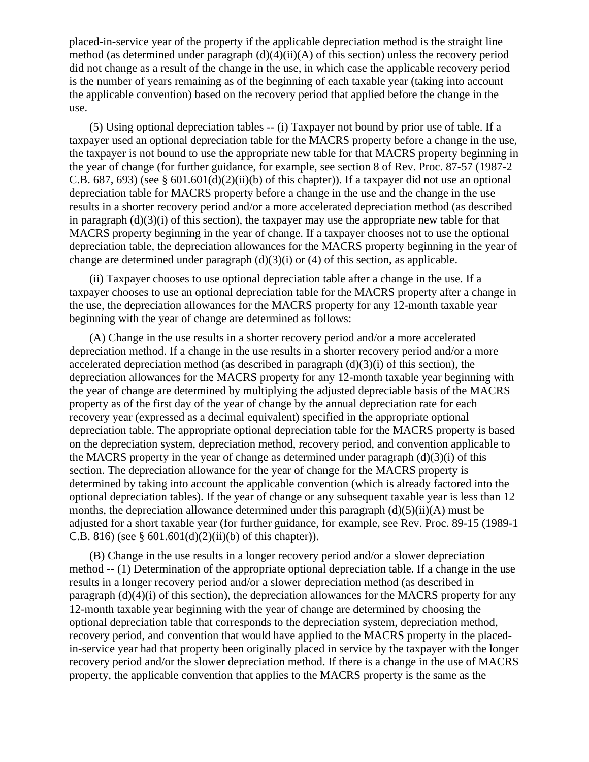placed-in-service year of the property if the applicable depreciation method is the straight line method (as determined under paragraph (d)(4)(ii)(A) of this section) unless the recovery period did not change as a result of the change in the use, in which case the applicable recovery period is the number of years remaining as of the beginning of each taxable year (taking into account the applicable convention) based on the recovery period that applied before the change in the use.

(5) Using optional depreciation tables -- (i) Taxpayer not bound by prior use of table. If a taxpayer used an optional depreciation table for the MACRS property before a change in the use, the taxpayer is not bound to use the appropriate new table for that MACRS property beginning in the year of change (for further guidance, for example, see section 8 of Rev. Proc. 87-57 (1987-2 C.B. 687, 693) (see § 601.601(d)(2)(ii)(b) of this chapter)). If a taxpayer did not use an optional depreciation table for MACRS property before a change in the use and the change in the use results in a shorter recovery period and/or a more accelerated depreciation method (as described in paragraph (d)(3)(i) of this section), the taxpayer may use the appropriate new table for that MACRS property beginning in the year of change. If a taxpayer chooses not to use the optional depreciation table, the depreciation allowances for the MACRS property beginning in the year of change are determined under paragraph (d)(3)(i) or (4) of this section, as applicable.

(ii) Taxpayer chooses to use optional depreciation table after a change in the use. If a taxpayer chooses to use an optional depreciation table for the MACRS property after a change in the use, the depreciation allowances for the MACRS property for any 12-month taxable year beginning with the year of change are determined as follows:

(A) Change in the use results in a shorter recovery period and/or a more accelerated depreciation method. If a change in the use results in a shorter recovery period and/or a more accelerated depreciation method (as described in paragraph (d)(3)(i) of this section), the depreciation allowances for the MACRS property for any 12-month taxable year beginning with the year of change are determined by multiplying the adjusted depreciable basis of the MACRS property as of the first day of the year of change by the annual depreciation rate for each recovery year (expressed as a decimal equivalent) specified in the appropriate optional depreciation table. The appropriate optional depreciation table for the MACRS property is based on the depreciation system, depreciation method, recovery period, and convention applicable to the MACRS property in the year of change as determined under paragraph (d)(3)(i) of this section. The depreciation allowance for the year of change for the MACRS property is determined by taking into account the applicable convention (which is already factored into the optional depreciation tables). If the year of change or any subsequent taxable year is less than 12 months, the depreciation allowance determined under this paragraph (d)(5)(ii)(A) must be adjusted for a short taxable year (for further guidance, for example, see Rev. Proc. 89-15 (1989-1 C.B. 816) (see § 601.601(d)(2)(ii)(b) of this chapter)).

(B) Change in the use results in a longer recovery period and/or a slower depreciation method -- (1) Determination of the appropriate optional depreciation table. If a change in the use results in a longer recovery period and/or a slower depreciation method (as described in paragraph (d)(4)(i) of this section), the depreciation allowances for the MACRS property for any 12-month taxable year beginning with the year of change are determined by choosing the optional depreciation table that corresponds to the depreciation system, depreciation method, recovery period, and convention that would have applied to the MACRS property in the placed-in-service year had that property been originally placed in service by the taxpayer with the longer recovery period and/or the slower depreciation method. If there is a change in the use of MACRS property, the applicable convention that applies to the MACRS property is the same as the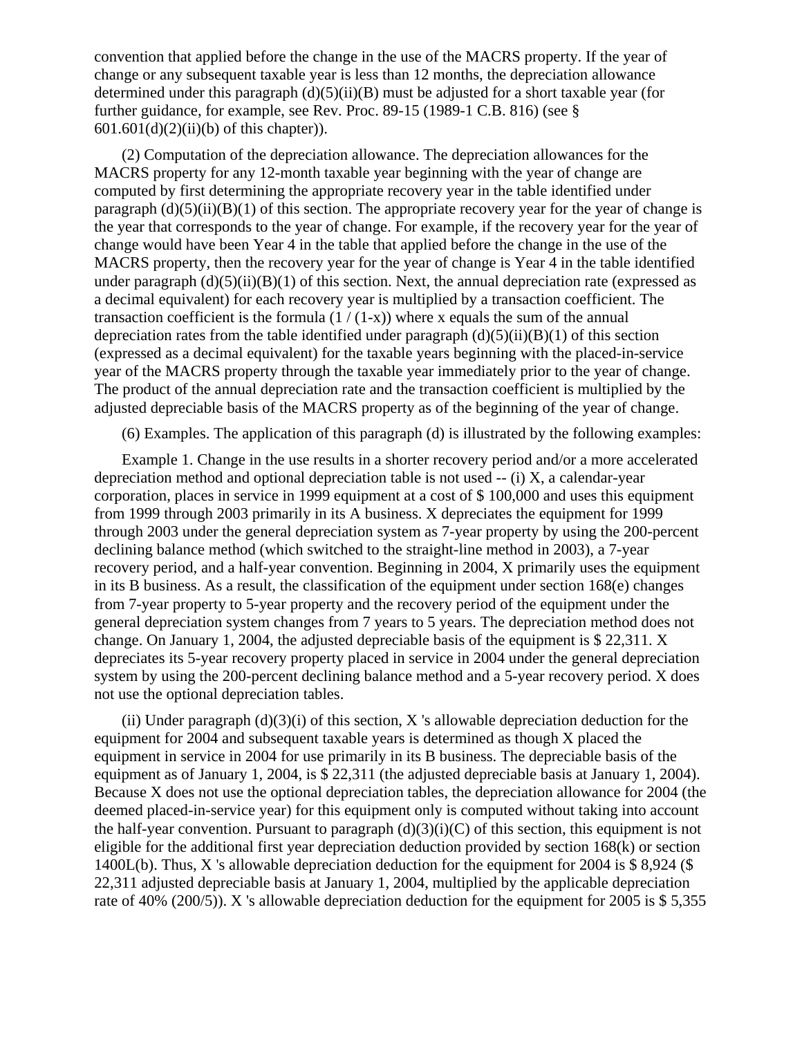convention that applied before the change in the use of the MACRS property. If the year of change or any subsequent taxable year is less than 12 months, the depreciation allowance determined under this paragraph (d)(5)(ii)(B) must be adjusted for a short taxable year (for further guidance, for example, see Rev. Proc. 89-15 (1989-1 C.B. 816) (see § 601.601(d)(2)(ii)(b) of this chapter)).

(2) Computation of the depreciation allowance. The depreciation allowances for the MACRS property for any 12-month taxable year beginning with the year of change are computed by first determining the appropriate recovery year in the table identified under paragraph (d)(5)(ii)(B)(1) of this section. The appropriate recovery year for the year of change is the year that corresponds to the year of change. For example, if the recovery year for the year of change would have been Year 4 in the table that applied before the change in the use of the MACRS property, then the recovery year for the year of change is Year 4 in the table identified under paragraph (d)(5)(ii)(B)(1) of this section. Next, the annual depreciation rate (expressed as a decimal equivalent) for each recovery year is multiplied by a transaction coefficient. The transaction coefficient is the formula $(1 / (1-x))$ where x equals the sum of the annual depreciation rates from the table identified under paragraph (d)(5)(ii)(B)(1) of this section (expressed as a decimal equivalent) for the taxable years beginning with the placed-in-service year of the MACRS property through the taxable year immediately prior to the year of change. The product of the annual depreciation rate and the transaction coefficient is multiplied by the adjusted depreciable basis of the MACRS property as of the beginning of the year of change.

(6) Examples. The application of this paragraph (d) is illustrated by the following examples:

Example 1. Change in the use results in a shorter recovery period and/or a more accelerated depreciation method and optional depreciation table is not used -- (i) X, a calendar-year corporation, places in service in 1999 equipment at a cost of $ 100,000 and uses this equipment from 1999 through 2003 primarily in its A business. X depreciates the equipment for 1999 through 2003 under the general depreciation system as 7-year property by using the 200-percent declining balance method (which switched to the straight-line method in 2003), a 7-year recovery period, and a half-year convention. Beginning in 2004, X primarily uses the equipment in its B business. As a result, the classification of the equipment under section 168(e) changes from 7-year property to 5-year property and the recovery period of the equipment under the general depreciation system changes from 7 years to 5 years. The depreciation method does not change. On January 1, 2004, the adjusted depreciable basis of the equipment is $ 22,311. X depreciates its 5-year recovery property placed in service in 2004 under the general depreciation system by using the 200-percent declining balance method and a 5-year recovery period. X does not use the optional depreciation tables.

(ii) Under paragraph (d)(3)(i) of this section, X 's allowable depreciation deduction for the equipment for 2004 and subsequent taxable years is determined as though X placed the equipment in service in 2004 for use primarily in its B business. The depreciable basis of the equipment as of January 1, 2004, is $ 22,311 (the adjusted depreciable basis at January 1, 2004). Because X does not use the optional depreciation tables, the depreciation allowance for 2004 (the deemed placed-in-service year) for this equipment only is computed without taking into account the half-year convention. Pursuant to paragraph (d)(3)(i)(C) of this section, this equipment is not eligible for the additional first year depreciation deduction provided by section 168(k) or section 1400L(b). Thus, X 's allowable depreciation deduction for the equipment for 2004 is $ 8,924 ($ 22,311 adjusted depreciable basis at January 1, 2004, multiplied by the applicable depreciation rate of 40% (200/5)). X 's allowable depreciation deduction for the equipment for 2005 is $ 5,355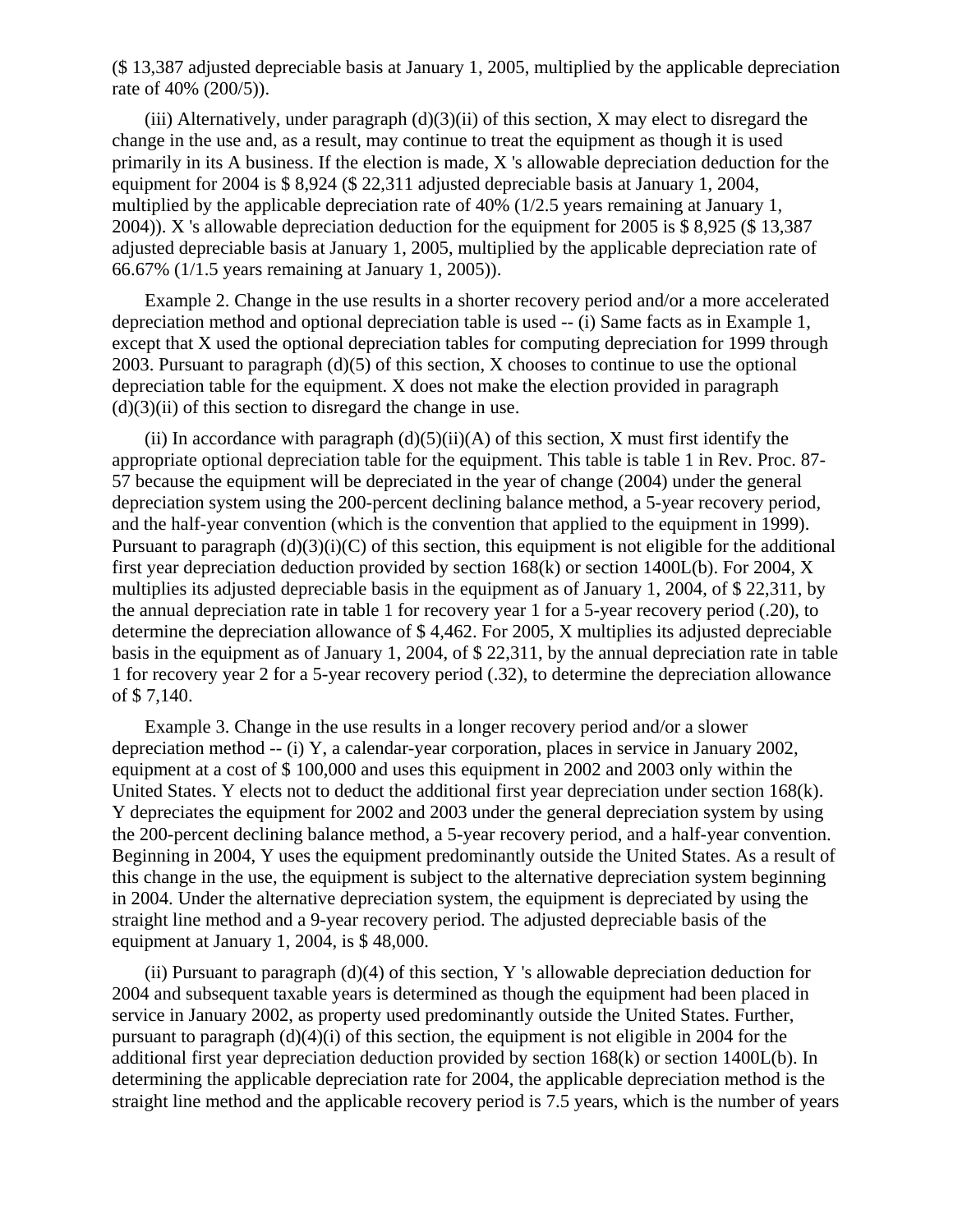($ 13,387 adjusted depreciable basis at January 1, 2005, multiplied by the applicable depreciation rate of 40% (200/5)).

(iii) Alternatively, under paragraph (d)(3)(ii) of this section, X may elect to disregard the change in the use and, as a result, may continue to treat the equipment as though it is used primarily in its A business. If the election is made, X 's allowable depreciation deduction for the equipment for 2004 is $ 8,924 ($ 22,311 adjusted depreciable basis at January 1, 2004, multiplied by the applicable depreciation rate of 40% (1/2.5 years remaining at January 1, 2004)). X 's allowable depreciation deduction for the equipment for 2005 is $ 8,925 ($ 13,387 adjusted depreciable basis at January 1, 2005, multiplied by the applicable depreciation rate of 66.67% (1/1.5 years remaining at January 1, 2005)).

Example 2. Change in the use results in a shorter recovery period and/or a more accelerated depreciation method and optional depreciation table is used -- (i) Same facts as in Example 1, except that X used the optional depreciation tables for computing depreciation for 1999 through 2003. Pursuant to paragraph (d)(5) of this section, X chooses to continue to use the optional depreciation table for the equipment. X does not make the election provided in paragraph (d)(3)(ii) of this section to disregard the change in use.

(ii) In accordance with paragraph (d)(5)(ii)(A) of this section, X must first identify the appropriate optional depreciation table for the equipment. This table is table 1 in Rev. Proc. 87-57 because the equipment will be depreciated in the year of change (2004) under the general depreciation system using the 200-percent declining balance method, a 5-year recovery period, and the half-year convention (which is the convention that applied to the equipment in 1999). Pursuant to paragraph (d)(3)(i)(C) of this section, this equipment is not eligible for the additional first year depreciation deduction provided by section 168(k) or section 1400L(b). For 2004, X multiplies its adjusted depreciable basis in the equipment as of January 1, 2004, of $ 22,311, by the annual depreciation rate in table 1 for recovery year 1 for a 5-year recovery period (.20), to determine the depreciation allowance of $ 4,462. For 2005, X multiplies its adjusted depreciable basis in the equipment as of January 1, 2004, of $ 22,311, by the annual depreciation rate in table 1 for recovery year 2 for a 5-year recovery period (.32), to determine the depreciation allowance of $ 7,140.

Example 3. Change in the use results in a longer recovery period and/or a slower depreciation method -- (i) Y, a calendar-year corporation, places in service in January 2002, equipment at a cost of $ 100,000 and uses this equipment in 2002 and 2003 only within the United States. Y elects not to deduct the additional first year depreciation under section 168(k). Y depreciates the equipment for 2002 and 2003 under the general depreciation system by using the 200-percent declining balance method, a 5-year recovery period, and a half-year convention. Beginning in 2004, Y uses the equipment predominantly outside the United States. As a result of this change in the use, the equipment is subject to the alternative depreciation system beginning in 2004. Under the alternative depreciation system, the equipment is depreciated by using the straight line method and a 9-year recovery period. The adjusted depreciable basis of the equipment at January 1, 2004, is $ 48,000.

(ii) Pursuant to paragraph (d)(4) of this section, Y 's allowable depreciation deduction for 2004 and subsequent taxable years is determined as though the equipment had been placed in service in January 2002, as property used predominantly outside the United States. Further, pursuant to paragraph (d)(4)(i) of this section, the equipment is not eligible in 2004 for the additional first year depreciation deduction provided by section 168(k) or section 1400L(b). In determining the applicable depreciation rate for 2004, the applicable depreciation method is the straight line method and the applicable recovery period is 7.5 years, which is the number of years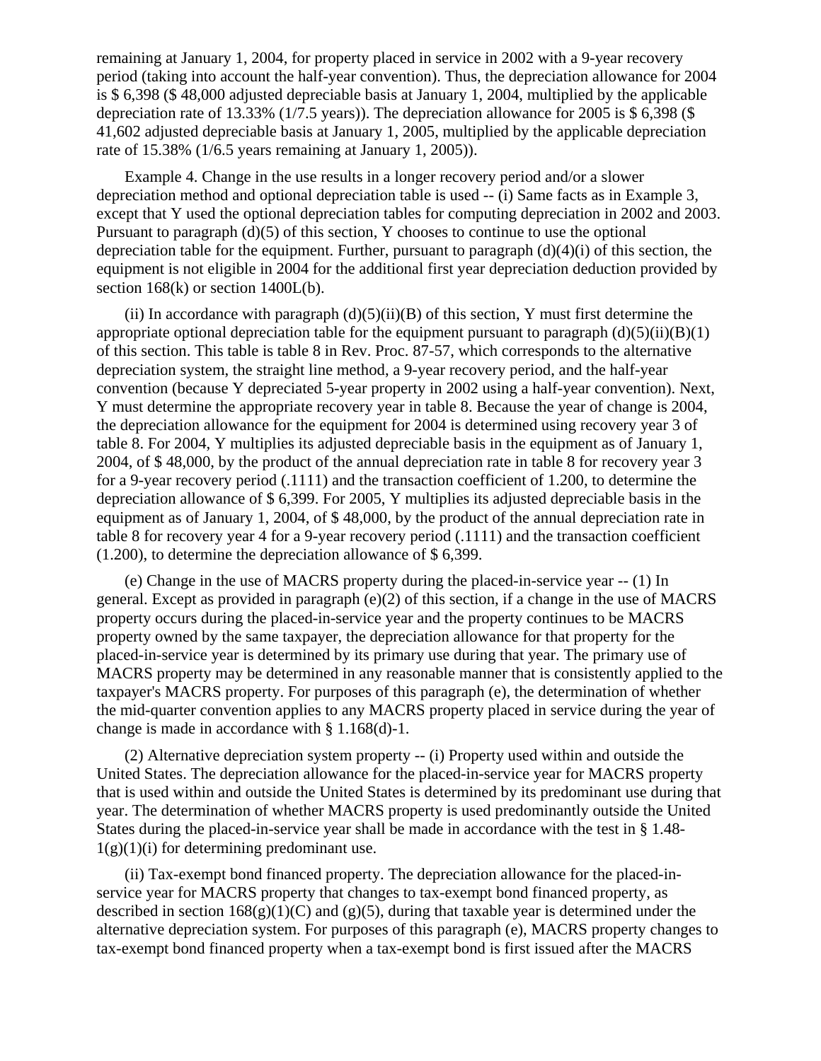remaining at January 1, 2004, for property placed in service in 2002 with a 9-year recovery period (taking into account the half-year convention). Thus, the depreciation allowance for 2004 is $ 6,398 ($ 48,000 adjusted depreciable basis at January 1, 2004, multiplied by the applicable depreciation rate of 13.33% (1/7.5 years)). The depreciation allowance for 2005 is $ 6,398 ($ 41,602 adjusted depreciable basis at January 1, 2005, multiplied by the applicable depreciation rate of 15.38% (1/6.5 years remaining at January 1, 2005)).

Example 4. Change in the use results in a longer recovery period and/or a slower depreciation method and optional depreciation table is used -- (i) Same facts as in Example 3, except that Y used the optional depreciation tables for computing depreciation in 2002 and 2003. Pursuant to paragraph (d)(5) of this section, Y chooses to continue to use the optional depreciation table for the equipment. Further, pursuant to paragraph (d)(4)(i) of this section, the equipment is not eligible in 2004 for the additional first year depreciation deduction provided by section 168(k) or section 1400L(b).

(ii) In accordance with paragraph (d)(5)(ii)(B) of this section, Y must first determine the appropriate optional depreciation table for the equipment pursuant to paragraph (d)(5)(ii)(B)(1) of this section. This table is table 8 in Rev. Proc. 87-57, which corresponds to the alternative depreciation system, the straight line method, a 9-year recovery period, and the half-year convention (because Y depreciated 5-year property in 2002 using a half-year convention). Next, Y must determine the appropriate recovery year in table 8. Because the year of change is 2004, the depreciation allowance for the equipment for 2004 is determined using recovery year 3 of table 8. For 2004, Y multiplies its adjusted depreciable basis in the equipment as of January 1, 2004, of $ 48,000, by the product of the annual depreciation rate in table 8 for recovery year 3 for a 9-year recovery period (.1111) and the transaction coefficient of 1.200, to determine the depreciation allowance of $ 6,399. For 2005, Y multiplies its adjusted depreciable basis in the equipment as of January 1, 2004, of $ 48,000, by the product of the annual depreciation rate in table 8 for recovery year 4 for a 9-year recovery period (.1111) and the transaction coefficient (1.200), to determine the depreciation allowance of $ 6,399.

(e) Change in the use of MACRS property during the placed-in-service year -- (1) In general. Except as provided in paragraph (e)(2) of this section, if a change in the use of MACRS property occurs during the placed-in-service year and the property continues to be MACRS property owned by the same taxpayer, the depreciation allowance for that property for the placed-in-service year is determined by its primary use during that year. The primary use of MACRS property may be determined in any reasonable manner that is consistently applied to the taxpayer's MACRS property. For purposes of this paragraph (e), the determination of whether the mid-quarter convention applies to any MACRS property placed in service during the year of change is made in accordance with § 1.168(d)-1.

(2) Alternative depreciation system property -- (i) Property used within and outside the United States. The depreciation allowance for the placed-in-service year for MACRS property that is used within and outside the United States is determined by its predominant use during that year. The determination of whether MACRS property is used predominantly outside the United States during the placed-in-service year shall be made in accordance with the test in § 1.48-1(g)(1)(i) for determining predominant use.

(ii) Tax-exempt bond financed property. The depreciation allowance for the placed-in-service year for MACRS property that changes to tax-exempt bond financed property, as described in section 168(g)(1)(C) and (g)(5), during that taxable year is determined under the alternative depreciation system. For purposes of this paragraph (e), MACRS property changes to tax-exempt bond financed property when a tax-exempt bond is first issued after the MACRS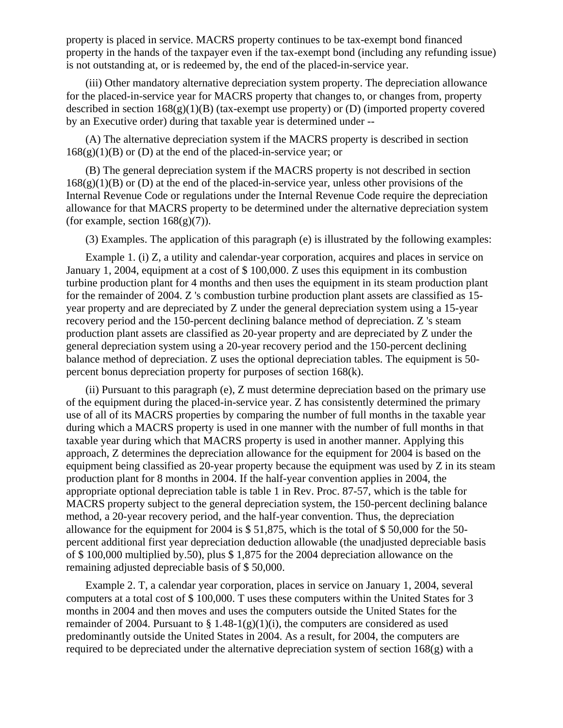property is placed in service. MACRS property continues to be tax-exempt bond financed property in the hands of the taxpayer even if the tax-exempt bond (including any refunding issue) is not outstanding at, or is redeemed by, the end of the placed-in-service year.

(iii) Other mandatory alternative depreciation system property. The depreciation allowance for the placed-in-service year for MACRS property that changes to, or changes from, property described in section 168(g)(1)(B) (tax-exempt use property) or (D) (imported property covered by an Executive order) during that taxable year is determined under --

(A) The alternative depreciation system if the MACRS property is described in section 168(g)(1)(B) or (D) at the end of the placed-in-service year; or

(B) The general depreciation system if the MACRS property is not described in section 168(g)(1)(B) or (D) at the end of the placed-in-service year, unless other provisions of the Internal Revenue Code or regulations under the Internal Revenue Code require the depreciation allowance for that MACRS property to be determined under the alternative depreciation system (for example, section 168(g)(7)).

(3) Examples. The application of this paragraph (e) is illustrated by the following examples:

Example 1. (i) Z, a utility and calendar-year corporation, acquires and places in service on January 1, 2004, equipment at a cost of $ 100,000. Z uses this equipment in its combustion turbine production plant for 4 months and then uses the equipment in its steam production plant for the remainder of 2004. Z 's combustion turbine production plant assets are classified as 15-year property and are depreciated by Z under the general depreciation system using a 15-year recovery period and the 150-percent declining balance method of depreciation. Z 's steam production plant assets are classified as 20-year property and are depreciated by Z under the general depreciation system using a 20-year recovery period and the 150-percent declining balance method of depreciation. Z uses the optional depreciation tables. The equipment is 50-percent bonus depreciation property for purposes of section 168(k).

(ii) Pursuant to this paragraph (e), Z must determine depreciation based on the primary use of the equipment during the placed-in-service year. Z has consistently determined the primary use of all of its MACRS properties by comparing the number of full months in the taxable year during which a MACRS property is used in one manner with the number of full months in that taxable year during which that MACRS property is used in another manner. Applying this approach, Z determines the depreciation allowance for the equipment for 2004 is based on the equipment being classified as 20-year property because the equipment was used by Z in its steam production plant for 8 months in 2004. If the half-year convention applies in 2004, the appropriate optional depreciation table is table 1 in Rev. Proc. 87-57, which is the table for MACRS property subject to the general depreciation system, the 150-percent declining balance method, a 20-year recovery period, and the half-year convention. Thus, the depreciation allowance for the equipment for 2004 is $ 51,875, which is the total of $ 50,000 for the 50-percent additional first year depreciation deduction allowable (the unadjusted depreciable basis of $ 100,000 multiplied by.50), plus $ 1,875 for the 2004 depreciation allowance on the remaining adjusted depreciable basis of $ 50,000.

Example 2. T, a calendar year corporation, places in service on January 1, 2004, several computers at a total cost of $ 100,000. T uses these computers within the United States for 3 months in 2004 and then moves and uses the computers outside the United States for the remainder of 2004. Pursuant to § 1.48-1(g)(1)(i), the computers are considered as used predominantly outside the United States in 2004. As a result, for 2004, the computers are required to be depreciated under the alternative depreciation system of section 168(g) with a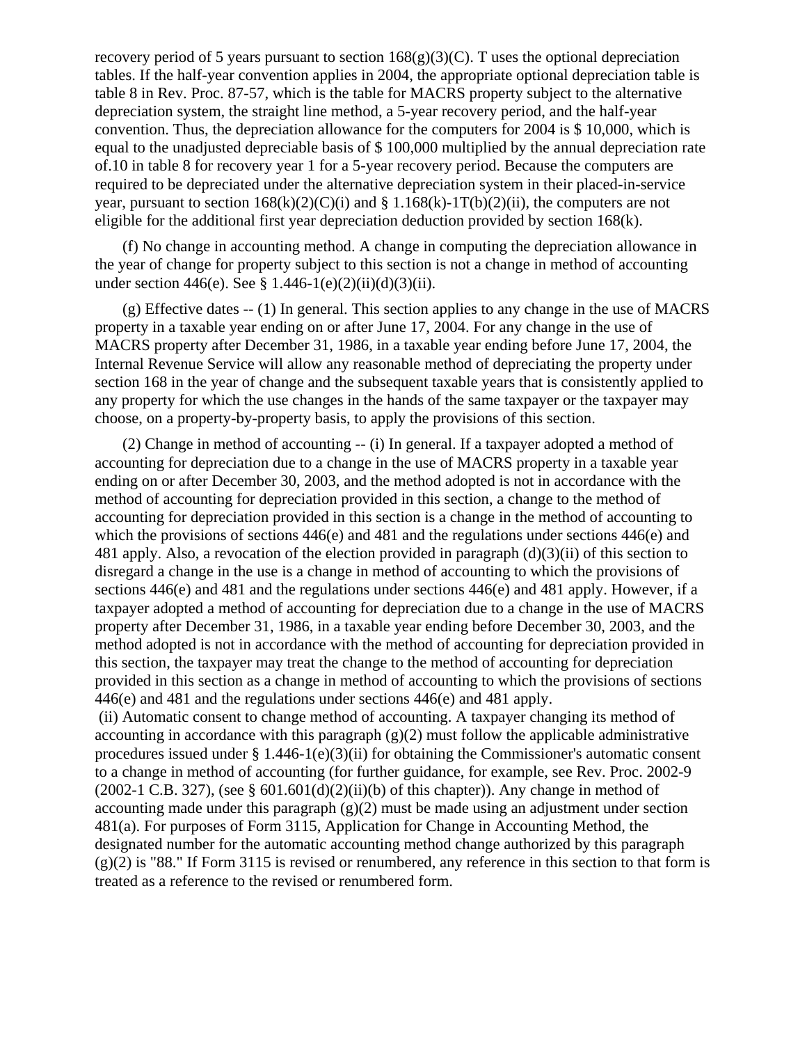recovery period of 5 years pursuant to section 168(g)(3)(C). T uses the optional depreciation tables. If the half-year convention applies in 2004, the appropriate optional depreciation table is table 8 in Rev. Proc. 87-57, which is the table for MACRS property subject to the alternative depreciation system, the straight line method, a 5-year recovery period, and the half-year convention. Thus, the depreciation allowance for the computers for 2004 is $ 10,000, which is equal to the unadjusted depreciable basis of $ 100,000 multiplied by the annual depreciation rate of.10 in table 8 for recovery year 1 for a 5-year recovery period. Because the computers are required to be depreciated under the alternative depreciation system in their placed-in-service year, pursuant to section 168(k)(2)(C)(i) and § 1.168(k)-1T(b)(2)(ii), the computers are not eligible for the additional first year depreciation deduction provided by section 168(k).

(f) No change in accounting method. A change in computing the depreciation allowance in the year of change for property subject to this section is not a change in method of accounting under section 446(e). See § 1.446-1(e)(2)(ii)(d)(3)(ii).

(g) Effective dates -- (1) In general. This section applies to any change in the use of MACRS property in a taxable year ending on or after June 17, 2004. For any change in the use of MACRS property after December 31, 1986, in a taxable year ending before June 17, 2004, the Internal Revenue Service will allow any reasonable method of depreciating the property under section 168 in the year of change and the subsequent taxable years that is consistently applied to any property for which the use changes in the hands of the same taxpayer or the taxpayer may choose, on a property-by-property basis, to apply the provisions of this section.

(2) Change in method of accounting -- (i) In general. If a taxpayer adopted a method of accounting for depreciation due to a change in the use of MACRS property in a taxable year ending on or after December 30, 2003, and the method adopted is not in accordance with the method of accounting for depreciation provided in this section, a change to the method of accounting for depreciation provided in this section is a change in the method of accounting to which the provisions of sections 446(e) and 481 and the regulations under sections 446(e) and 481 apply. Also, a revocation of the election provided in paragraph (d)(3)(ii) of this section to disregard a change in the use is a change in method of accounting to which the provisions of sections 446(e) and 481 and the regulations under sections 446(e) and 481 apply. However, if a taxpayer adopted a method of accounting for depreciation due to a change in the use of MACRS property after December 31, 1986, in a taxable year ending before December 30, 2003, and the method adopted is not in accordance with the method of accounting for depreciation provided in this section, the taxpayer may treat the change to the method of accounting for depreciation provided in this section as a change in method of accounting to which the provisions of sections 446(e) and 481 and the regulations under sections 446(e) and 481 apply.

(ii) Automatic consent to change method of accounting. A taxpayer changing its method of accounting in accordance with this paragraph (g)(2) must follow the applicable administrative procedures issued under § 1.446-1(e)(3)(ii) for obtaining the Commissioner's automatic consent to a change in method of accounting (for further guidance, for example, see Rev. Proc. 2002-9 (2002-1 C.B. 327), (see § 601.601(d)(2)(ii)(b) of this chapter)). Any change in method of accounting made under this paragraph (g)(2) must be made using an adjustment under section 481(a). For purposes of Form 3115, Application for Change in Accounting Method, the designated number for the automatic accounting method change authorized by this paragraph (g)(2) is "88." If Form 3115 is revised or renumbered, any reference in this section to that form is treated as a reference to the revised or renumbered form.